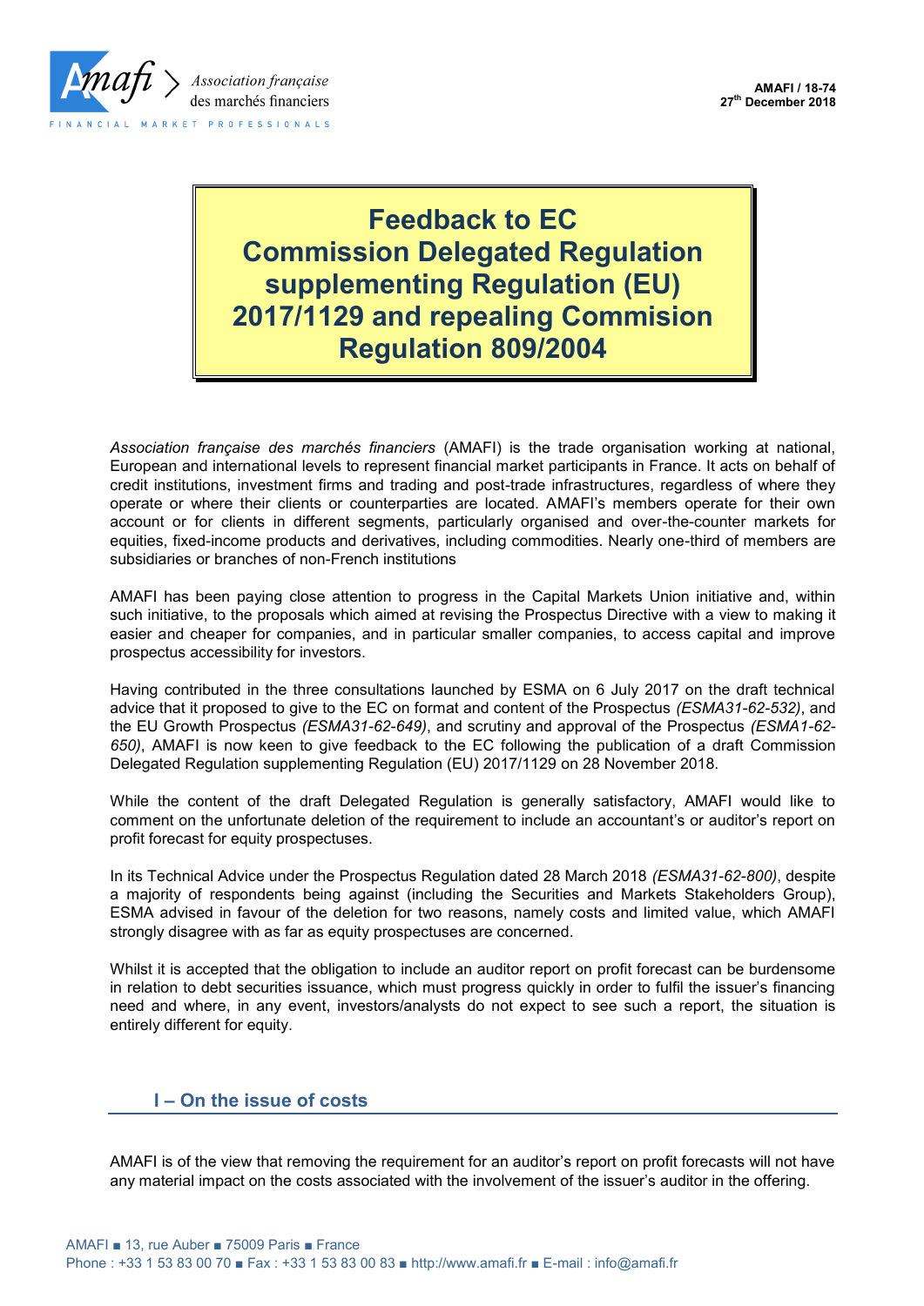AMAFI / 18-74
27th December 2018

# Feedback to EC Commission Delegated Regulation supplementing Regulation (EU) 2017/1129 and repealing Commision Regulation 809/2004

*Association française des marchés financiers* (AMAFI) is the trade organisation working at national, European and international levels to represent financial market participants in France. It acts on behalf of credit institutions, investment firms and trading and post-trade infrastructures, regardless of where they operate or where their clients or counterparties are located. AMAFI's members operate for their own account or for clients in different segments, particularly organised and over-the-counter markets for equities, fixed-income products and derivatives, including commodities. Nearly one-third of members are subsidiaries or branches of non-French institutions

AMAFI has been paying close attention to progress in the Capital Markets Union initiative and, within such initiative, to the proposals which aimed at revising the Prospectus Directive with a view to making it easier and cheaper for companies, and in particular smaller companies, to access capital and improve prospectus accessibility for investors.

Having contributed in the three consultations launched by ESMA on 6 July 2017 on the draft technical advice that it proposed to give to the EC on format and content of the Prospectus *(ESMA31-62-532)*, and the EU Growth Prospectus *(ESMA31-62-649)*, and scrutiny and approval of the Prospectus *(ESMA1-62-650)*, AMAFI is now keen to give feedback to the EC following the publication of a draft Commission Delegated Regulation supplementing Regulation (EU) 2017/1129 on 28 November 2018.

While the content of the draft Delegated Regulation is generally satisfactory, AMAFI would like to comment on the unfortunate deletion of the requirement to include an accountant's or auditor's report on profit forecast for equity prospectuses.

In its Technical Advice under the Prospectus Regulation dated 28 March 2018 *(ESMA31-62-800)*, despite a majority of respondents being against (including the Securities and Markets Stakeholders Group), ESMA advised in favour of the deletion for two reasons, namely costs and limited value, which AMAFI strongly disagree with as far as equity prospectuses are concerned.

Whilst it is accepted that the obligation to include an auditor report on profit forecast can be burdensome in relation to debt securities issuance, which must progress quickly in order to fulfil the issuer's financing need and where, in any event, investors/analysts do not expect to see such a report, the situation is entirely different for equity.

## I – On the issue of costs

AMAFI is of the view that removing the requirement for an auditor's report on profit forecasts will not have any material impact on the costs associated with the involvement of the issuer's auditor in the offering.

AMAFI ■ 13, rue Auber ■ 75009 Paris ■ France
Phone : +33 1 53 83 00 70 ■ Fax : +33 1 53 83 00 83 ■ http://www.amafi.fr ■ E-mail : info@amafi.fr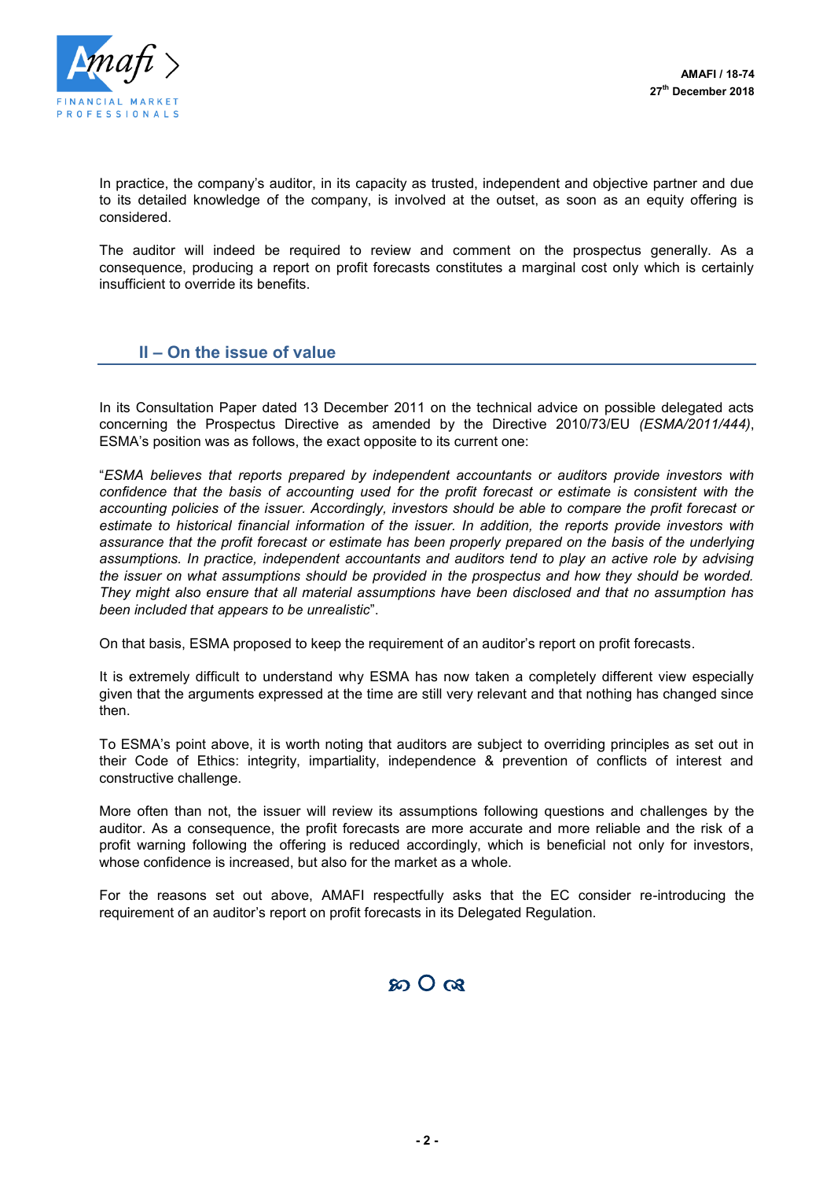In practice, the company's auditor, in its capacity as trusted, independent and objective partner and due to its detailed knowledge of the company, is involved at the outset, as soon as an equity offering is considered.

The auditor will indeed be required to review and comment on the prospectus generally. As a consequence, producing a report on profit forecasts constitutes a marginal cost only which is certainly insufficient to override its benefits.

## II – On the issue of value

In its Consultation Paper dated 13 December 2011 on the technical advice on possible delegated acts concerning the Prospectus Directive as amended by the Directive 2010/73/EU *(ESMA/2011/444)*, ESMA's position was as follows, the exact opposite to its current one:

"*ESMA believes that reports prepared by independent accountants or auditors provide investors with confidence that the basis of accounting used for the profit forecast or estimate is consistent with the accounting policies of the issuer. Accordingly, investors should be able to compare the profit forecast or estimate to historical financial information of the issuer. In addition, the reports provide investors with assurance that the profit forecast or estimate has been properly prepared on the basis of the underlying assumptions. In practice, independent accountants and auditors tend to play an active role by advising the issuer on what assumptions should be provided in the prospectus and how they should be worded. They might also ensure that all material assumptions have been disclosed and that no assumption has been included that appears to be unrealistic*".

On that basis, ESMA proposed to keep the requirement of an auditor's report on profit forecasts.

It is extremely difficult to understand why ESMA has now taken a completely different view especially given that the arguments expressed at the time are still very relevant and that nothing has changed since then.

To ESMA's point above, it is worth noting that auditors are subject to overriding principles as set out in their Code of Ethics: integrity, impartiality, independence & prevention of conflicts of interest and constructive challenge.

More often than not, the issuer will review its assumptions following questions and challenges by the auditor. As a consequence, the profit forecasts are more accurate and more reliable and the risk of a profit warning following the offering is reduced accordingly, which is beneficial not only for investors, whose confidence is increased, but also for the market as a whole.

For the reasons set out above, AMAFI respectfully asks that the EC consider re-introducing the requirement of an auditor's report on profit forecasts in its Delegated Regulation.